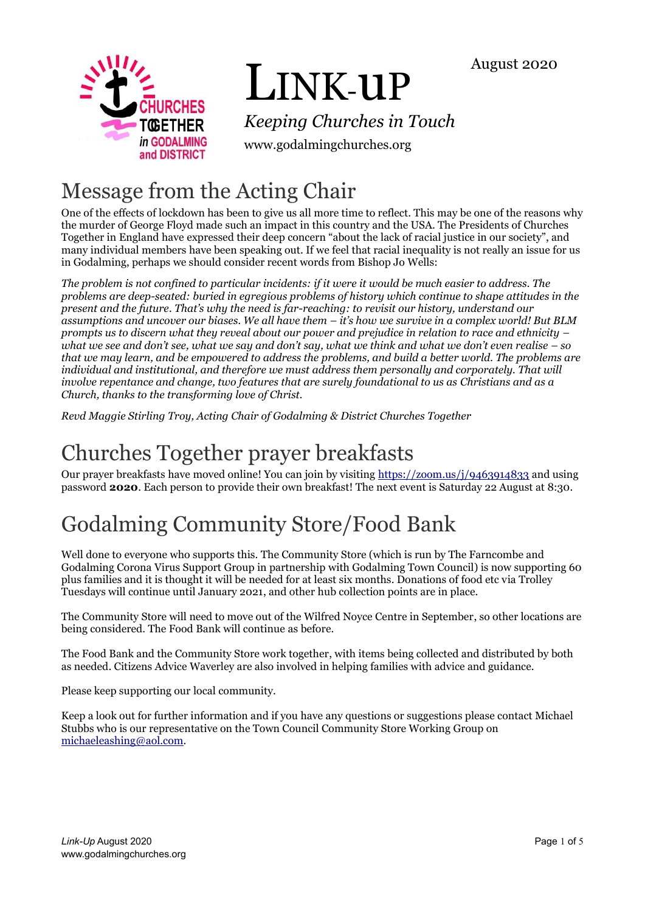# LINK-UP

August 2020

*Keeping Churches in Touch*

www.godalmingchurches.org

## Message from the Acting Chair

One of the effects of lockdown has been to give us all more time to reflect. This may be one of the reasons why the murder of George Floyd made such an impact in this country and the USA. The Presidents of Churches Together in England have expressed their deep concern "about the lack of racial justice in our society", and many individual members have been speaking out. If we feel that racial inequality is not really an issue for us in Godalming, perhaps we should consider recent words from Bishop Jo Wells:

*The problem is not confined to particular incidents: if it were it would be much easier to address. The problems are deep-seated: buried in egregious problems of history which continue to shape attitudes in the present and the future. That's why the need is far-reaching: to revisit our history, understand our assumptions and uncover our biases. We all have them – it's how we survive in a complex world! But BLM prompts us to discern what they reveal about our power and prejudice in relation to race and ethnicity – what we see and don't see, what we say and don't say, what we think and what we don't even realise – so that we may learn, and be empowered to address the problems, and build a better world. The problems are individual and institutional, and therefore we must address them personally and corporately. That will involve repentance and change, two features that are surely foundational to us as Christians and as a Church, thanks to the transforming love of Christ.*

*Revd Maggie Stirling Troy, Acting Chair of Godalming & District Churches Together*

## Churches Together prayer breakfasts

Our prayer breakfasts have moved online! You can join by visiting https://zoom.us/j/9463914833 and using password **2020**. Each person to provide their own breakfast! The next event is Saturday 22 August at 8:30.

## Godalming Community Store/Food Bank

Well done to everyone who supports this. The Community Store (which is run by The Farncombe and Godalming Corona Virus Support Group in partnership with Godalming Town Council) is now supporting 60 plus families and it is thought it will be needed for at least six months. Donations of food etc via Trolley Tuesdays will continue until January 2021, and other hub collection points are in place.

The Community Store will need to move out of the Wilfred Noyce Centre in September, so other locations are being considered. The Food Bank will continue as before.

The Food Bank and the Community Store work together, with items being collected and distributed by both as needed. Citizens Advice Waverley are also involved in helping families with advice and guidance.

Please keep supporting our local community.

Keep a look out for further information and if you have any questions or suggestions please contact Michael Stubbs who is our representative on the Town Council Community Store Working Group on michaeleashing@aol.com.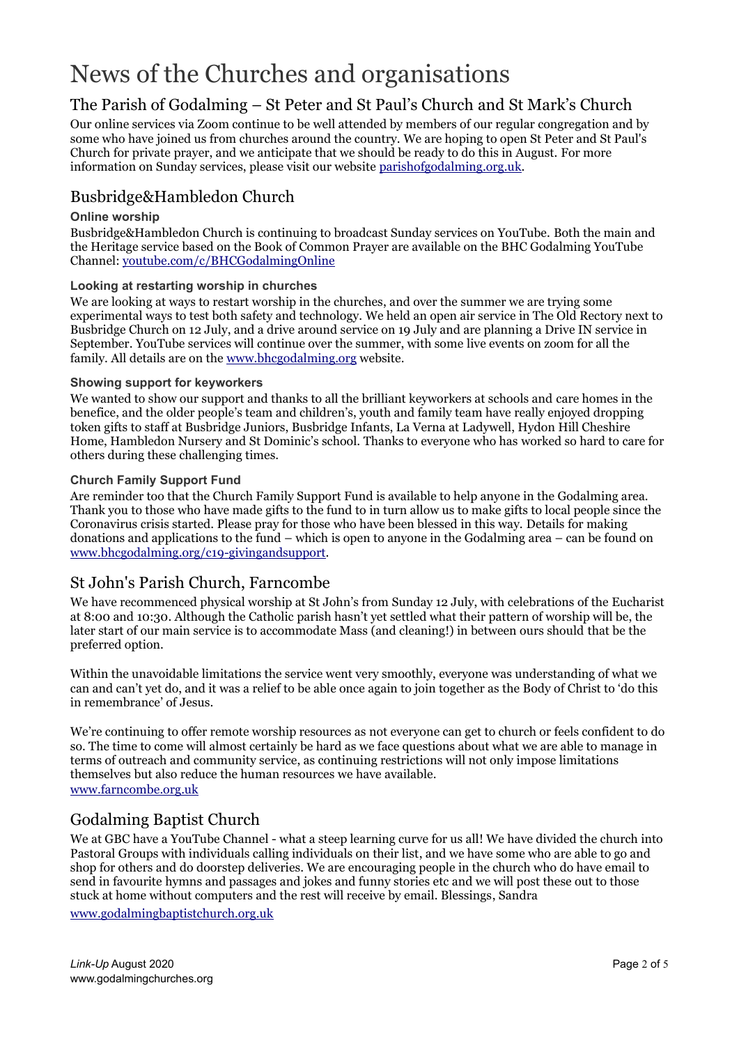# News of the Churches and organisations

## The Parish of Godalming – St Peter and St Paul's Church and St Mark's Church

Our online services via Zoom continue to be well attended by members of our regular congregation and by some who have joined us from churches around the country. We are hoping to open St Peter and St Paul's Church for private prayer, and we anticipate that we should be ready to do this in August. For more information on Sunday services, please visit our website [parishofgodalming.org.uk](parishofgodalming.org.uk).

## Busbridge&Hambledon Church

### Online worship

Busbridge&Hambledon Church is continuing to broadcast Sunday services on YouTube. Both the main and the Heritage service based on the Book of Common Prayer are available on the BHC Godalming YouTube Channel: [youtube.com/c/BHCGodalmingOnline](youtube.com/c/BHCGodalmingOnline)

### Looking at restarting worship in churches

We are looking at ways to restart worship in the churches, and over the summer we are trying some experimental ways to test both safety and technology. We held an open air service in The Old Rectory next to Busbridge Church on 12 July, and a drive around service on 19 July and are planning a Drive IN service in September. YouTube services will continue over the summer, with some live events on zoom for all the family. All details are on the [www.bhcgodalming.org](www.bhcgodalming.org) website.

### Showing support for keyworkers

We wanted to show our support and thanks to all the brilliant keyworkers at schools and care homes in the benefice, and the older people's team and children's, youth and family team have really enjoyed dropping token gifts to staff at Busbridge Juniors, Busbridge Infants, La Verna at Ladywell, Hydon Hill Cheshire Home, Hambledon Nursery and St Dominic's school. Thanks to everyone who has worked so hard to care for others during these challenging times.

### Church Family Support Fund

Are reminder too that the Church Family Support Fund is available to help anyone in the Godalming area. Thank you to those who have made gifts to the fund to in turn allow us to make gifts to local people since the Coronavirus crisis started. Please pray for those who have been blessed in this way. Details for making donations and applications to the fund – which is open to anyone in the Godalming area – can be found on [www.bhcgodalming.org/c19-givingandsupport](www.bhcgodalming.org/c19-givingandsupport).

## St John's Parish Church, Farncombe

We have recommenced physical worship at St John's from Sunday 12 July, with celebrations of the Eucharist at 8:00 and 10:30. Although the Catholic parish hasn't yet settled what their pattern of worship will be, the later start of our main service is to accommodate Mass (and cleaning!) in between ours should that be the preferred option.

Within the unavoidable limitations the service went very smoothly, everyone was understanding of what we can and can't yet do, and it was a relief to be able once again to join together as the Body of Christ to 'do this in remembrance' of Jesus.

We're continuing to offer remote worship resources as not everyone can get to church or feels confident to do so. The time to come will almost certainly be hard as we face questions about what we are able to manage in terms of outreach and community service, as continuing restrictions will not only impose limitations themselves but also reduce the human resources we have available.
[www.farncombe.org.uk](www.farncombe.org.uk)

## Godalming Baptist Church

We at GBC have a YouTube Channel - what a steep learning curve for us all! We have divided the church into Pastoral Groups with individuals calling individuals on their list, and we have some who are able to go and shop for others and do doorstep deliveries. We are encouraging people in the church who do have email to send in favourite hymns and passages and jokes and funny stories etc and we will post these out to those stuck at home without computers and the rest will receive by email. Blessings, Sandra

[www.godalmingbaptistchurch.org.uk](www.godalmingbaptistchurch.org.uk)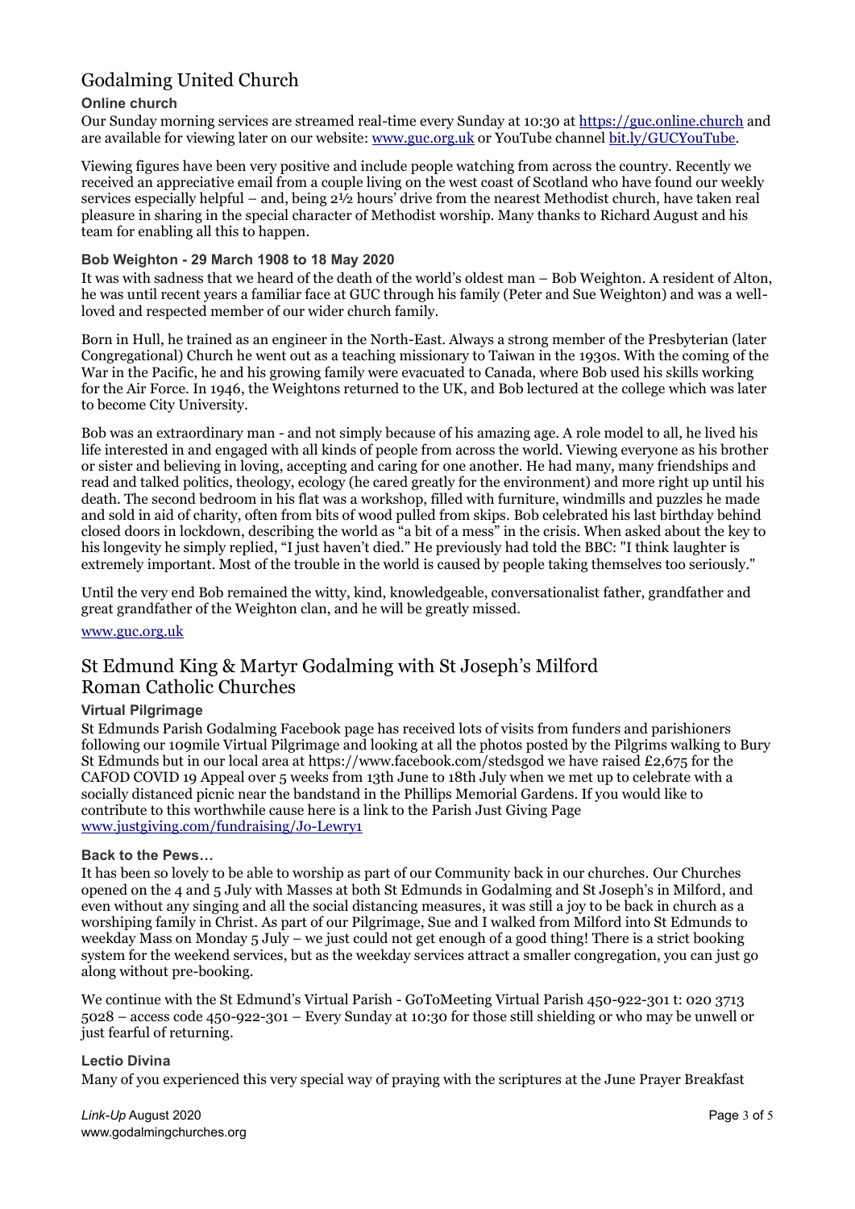## Godalming United Church

### Online church

Our Sunday morning services are streamed real-time every Sunday at 10:30 at https://guc.online.church and are available for viewing later on our website: www.guc.org.uk or YouTube channel bit.ly/GUCYouTube.

Viewing figures have been very positive and include people watching from across the country. Recently we received an appreciative email from a couple living on the west coast of Scotland who have found our weekly services especially helpful – and, being 2½ hours' drive from the nearest Methodist church, have taken real pleasure in sharing in the special character of Methodist worship. Many thanks to Richard August and his team for enabling all this to happen.

### Bob Weighton - 29 March 1908 to 18 May 2020

It was with sadness that we heard of the death of the world's oldest man – Bob Weighton. A resident of Alton, he was until recent years a familiar face at GUC through his family (Peter and Sue Weighton) and was a well-loved and respected member of our wider church family.

Born in Hull, he trained as an engineer in the North-East. Always a strong member of the Presbyterian (later Congregational) Church he went out as a teaching missionary to Taiwan in the 1930s. With the coming of the War in the Pacific, he and his growing family were evacuated to Canada, where Bob used his skills working for the Air Force. In 1946, the Weightons returned to the UK, and Bob lectured at the college which was later to become City University.

Bob was an extraordinary man - and not simply because of his amazing age. A role model to all, he lived his life interested in and engaged with all kinds of people from across the world. Viewing everyone as his brother or sister and believing in loving, accepting and caring for one another. He had many, many friendships and read and talked politics, theology, ecology (he cared greatly for the environment) and more right up until his death. The second bedroom in his flat was a workshop, filled with furniture, windmills and puzzles he made and sold in aid of charity, often from bits of wood pulled from skips. Bob celebrated his last birthday behind closed doors in lockdown, describing the world as "a bit of a mess" in the crisis. When asked about the key to his longevity he simply replied, "I just haven't died." He previously had told the BBC: "I think laughter is extremely important. Most of the trouble in the world is caused by people taking themselves too seriously."

Until the very end Bob remained the witty, kind, knowledgeable, conversationalist father, grandfather and great grandfather of the Weighton clan, and he will be greatly missed.

www.guc.org.uk

## St Edmund King & Martyr Godalming with St Joseph's Milford Roman Catholic Churches

### Virtual Pilgrimage

St Edmunds Parish Godalming Facebook page has received lots of visits from funders and parishioners following our 109mile Virtual Pilgrimage and looking at all the photos posted by the Pilgrims walking to Bury St Edmunds but in our local area at https://www.facebook.com/stedsgod we have raised £2,675 for the CAFOD COVID 19 Appeal over 5 weeks from 13th June to 18th July when we met up to celebrate with a socially distanced picnic near the bandstand in the Phillips Memorial Gardens. If you would like to contribute to this worthwhile cause here is a link to the Parish Just Giving Page www.justgiving.com/fundraising/Jo-Lewry1

### Back to the Pews…

It has been so lovely to be able to worship as part of our Community back in our churches. Our Churches opened on the 4 and 5 July with Masses at both St Edmunds in Godalming and St Joseph's in Milford, and even without any singing and all the social distancing measures, it was still a joy to be back in church as a worshiping family in Christ. As part of our Pilgrimage, Sue and I walked from Milford into St Edmunds to weekday Mass on Monday 5 July – we just could not get enough of a good thing! There is a strict booking system for the weekend services, but as the weekday services attract a smaller congregation, you can just go along without pre-booking.

We continue with the St Edmund's Virtual Parish - GoToMeeting Virtual Parish 450-922-301 t: 020 3713 5028 – access code 450-922-301 – Every Sunday at 10:30 for those still shielding or who may be unwell or just fearful of returning.

### Lectio Divina

Many of you experienced this very special way of praying with the scriptures at the June Prayer Breakfast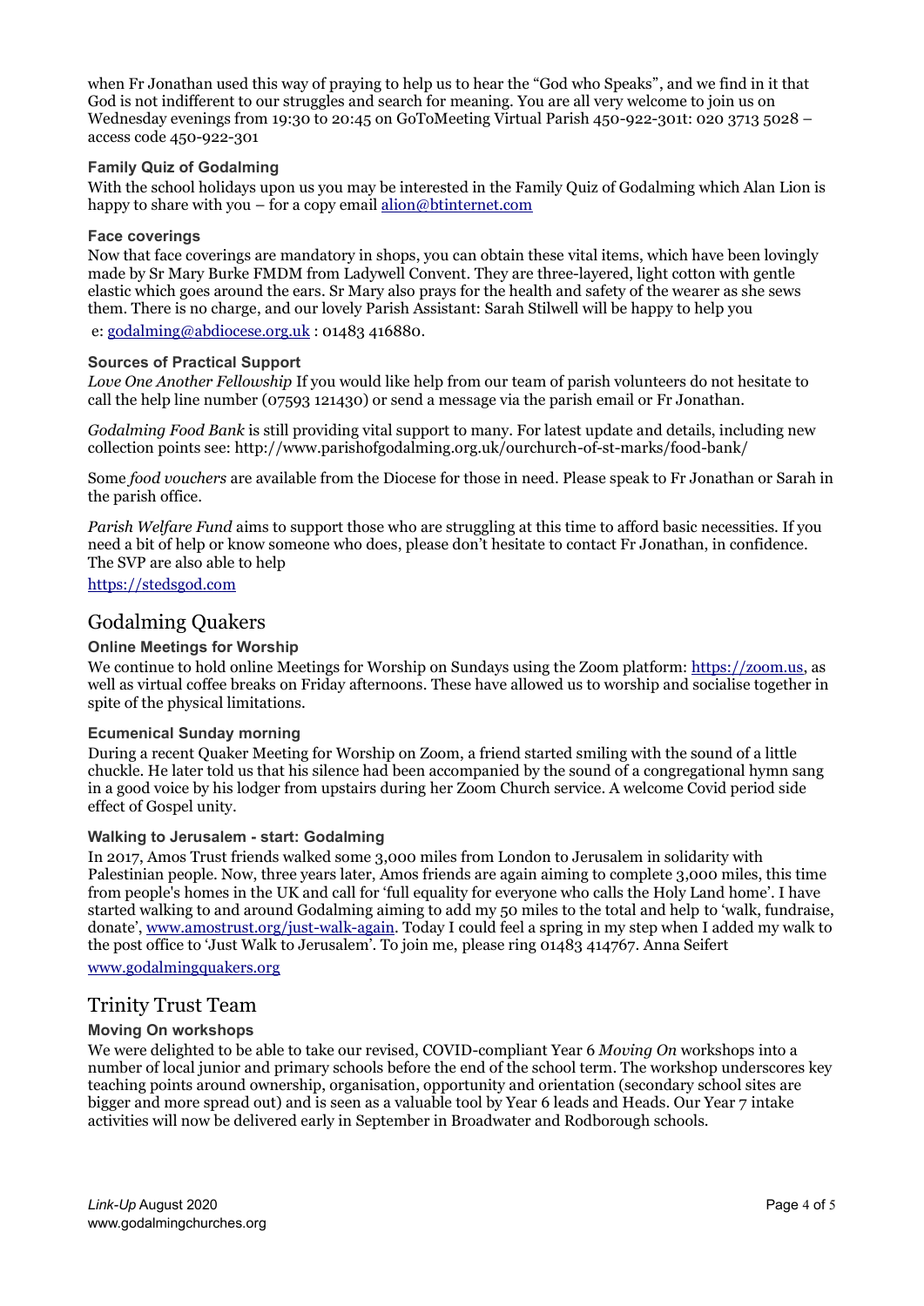when Fr Jonathan used this way of praying to help us to hear the "God who Speaks", and we find in it that God is not indifferent to our struggles and search for meaning. You are all very welcome to join us on Wednesday evenings from 19:30 to 20:45 on GoToMeeting Virtual Parish 450-922-301t: 020 3713 5028 – access code 450-922-301

### Family Quiz of Godalming

With the school holidays upon us you may be interested in the Family Quiz of Godalming which Alan Lion is happy to share with you – for a copy email alion@btinternet.com

### Face coverings

Now that face coverings are mandatory in shops, you can obtain these vital items, which have been lovingly made by Sr Mary Burke FMDM from Ladywell Convent. They are three-layered, light cotton with gentle elastic which goes around the ears. Sr Mary also prays for the health and safety of the wearer as she sews them. There is no charge, and our lovely Parish Assistant: Sarah Stilwell will be happy to help you

e: godalming@abdiocese.org.uk : 01483 416880.

### Sources of Practical Support

*Love One Another Fellowship* If you would like help from our team of parish volunteers do not hesitate to call the help line number (07593 121430) or send a message via the parish email or Fr Jonathan.

*Godalming Food Bank* is still providing vital support to many. For latest update and details, including new collection points see: http://www.parishofgodalming.org.uk/ourchurch-of-st-marks/food-bank/

Some *food vouchers* are available from the Diocese for those in need. Please speak to Fr Jonathan or Sarah in the parish office.

*Parish Welfare Fund* aims to support those who are struggling at this time to afford basic necessities. If you need a bit of help or know someone who does, please don't hesitate to contact Fr Jonathan, in confidence. The SVP are also able to help

https://stedsgod.com

## Godalming Quakers

### Online Meetings for Worship

We continue to hold online Meetings for Worship on Sundays using the Zoom platform: https://zoom.us, as well as virtual coffee breaks on Friday afternoons. These have allowed us to worship and socialise together in spite of the physical limitations.

### Ecumenical Sunday morning

During a recent Quaker Meeting for Worship on Zoom, a friend started smiling with the sound of a little chuckle. He later told us that his silence had been accompanied by the sound of a congregational hymn sang in a good voice by his lodger from upstairs during her Zoom Church service. A welcome Covid period side effect of Gospel unity.

### Walking to Jerusalem - start: Godalming

In 2017, Amos Trust friends walked some 3,000 miles from London to Jerusalem in solidarity with Palestinian people. Now, three years later, Amos friends are again aiming to complete 3,000 miles, this time from people's homes in the UK and call for 'full equality for everyone who calls the Holy Land home'. I have started walking to and around Godalming aiming to add my 50 miles to the total and help to 'walk, fundraise, donate', www.amostrust.org/just-walk-again. Today I could feel a spring in my step when I added my walk to the post office to 'Just Walk to Jerusalem'. To join me, please ring 01483 414767. Anna Seifert

www.godalmingquakers.org

## Trinity Trust Team

### Moving On workshops

We were delighted to be able to take our revised, COVID-compliant Year 6 *Moving On* workshops into a number of local junior and primary schools before the end of the school term. The workshop underscores key teaching points around ownership, organisation, opportunity and orientation (secondary school sites are bigger and more spread out) and is seen as a valuable tool by Year 6 leads and Heads. Our Year 7 intake activities will now be delivered early in September in Broadwater and Rodborough schools.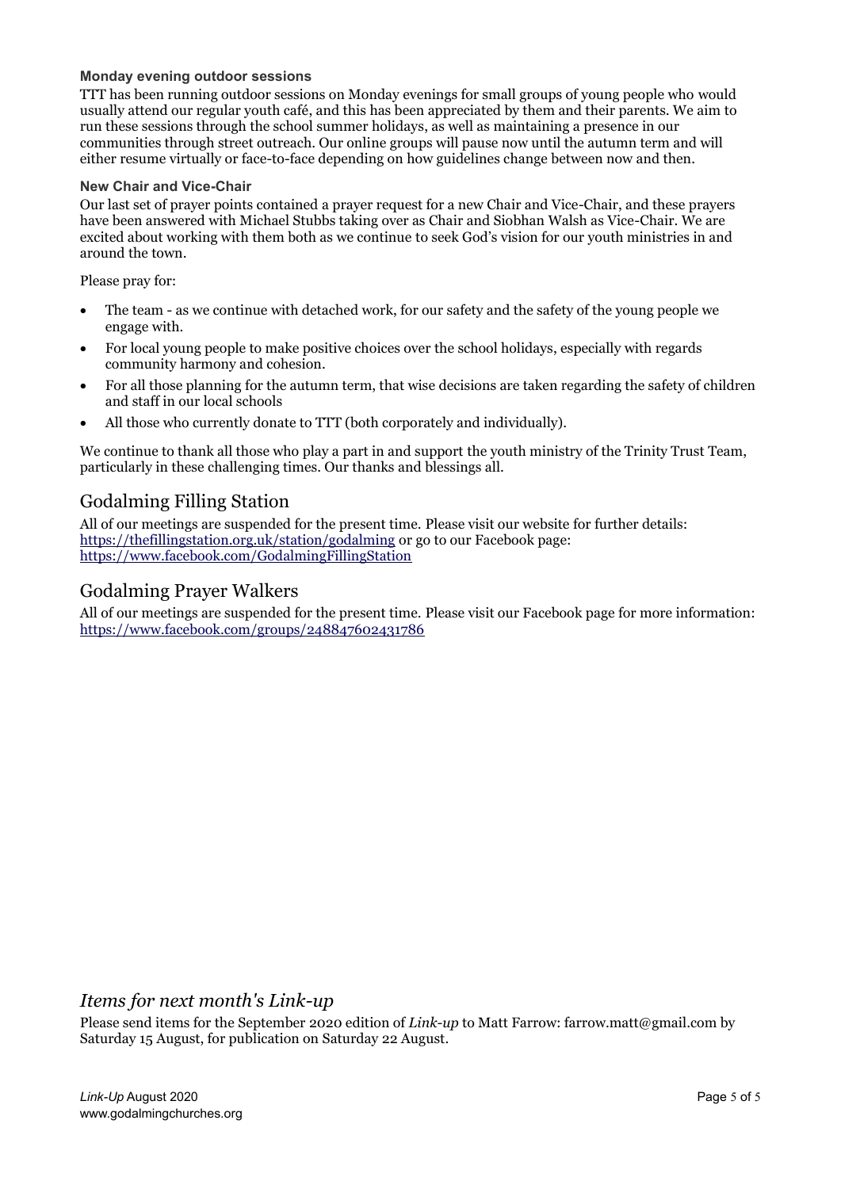#### Monday evening outdoor sessions

TTT has been running outdoor sessions on Monday evenings for small groups of young people who would usually attend our regular youth café, and this has been appreciated by them and their parents. We aim to run these sessions through the school summer holidays, as well as maintaining a presence in our communities through street outreach. Our online groups will pause now until the autumn term and will either resume virtually or face-to-face depending on how guidelines change between now and then.

#### New Chair and Vice-Chair

Our last set of prayer points contained a prayer request for a new Chair and Vice-Chair, and these prayers have been answered with Michael Stubbs taking over as Chair and Siobhan Walsh as Vice-Chair. We are excited about working with them both as we continue to seek God's vision for our youth ministries in and around the town.

Please pray for:

- The team - as we continue with detached work, for our safety and the safety of the young people we engage with.
- For local young people to make positive choices over the school holidays, especially with regards community harmony and cohesion.
- For all those planning for the autumn term, that wise decisions are taken regarding the safety of children and staff in our local schools
- All those who currently donate to TTT (both corporately and individually).

We continue to thank all those who play a part in and support the youth ministry of the Trinity Trust Team, particularly in these challenging times. Our thanks and blessings all.

## Godalming Filling Station

All of our meetings are suspended for the present time. Please visit our website for further details: https://thefillingstation.org.uk/station/godalming or go to our Facebook page: https://www.facebook.com/GodalmingFillingStation

## Godalming Prayer Walkers

All of our meetings are suspended for the present time. Please visit our Facebook page for more information: https://www.facebook.com/groups/248847602431786

## *Items for next month's Link-up*

Please send items for the September 2020 edition of *Link-up* to Matt Farrow: farrow.matt@gmail.com by Saturday 15 August, for publication on Saturday 22 August.